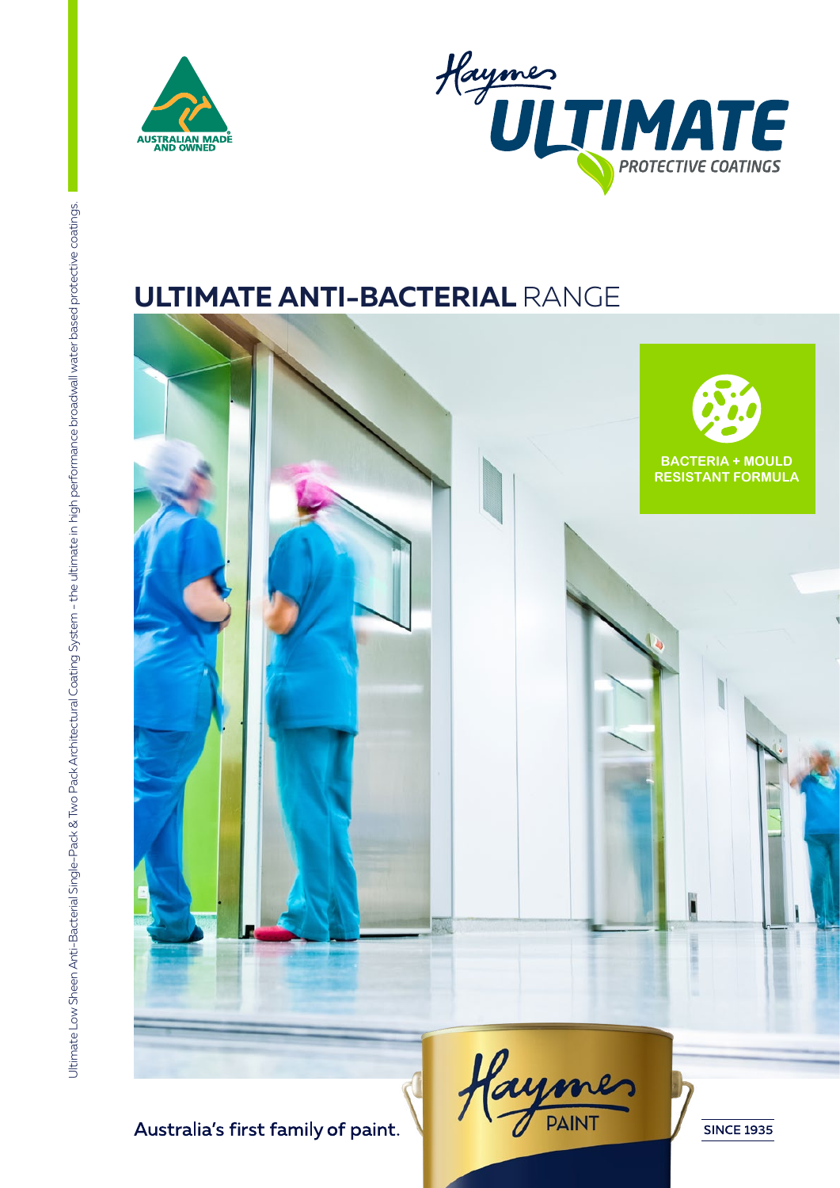Ultimate Low Sheen Anti-Bacterial Single-Pack & Two Pack Architectural Coating System - the ultimate in high performance broadwall water based protective coatings.

AUSTRALIAN MADE AND OWNED

Haymes ULTIMATE PROTECTIVE COATINGS

# ULTIMATE ANTI-BACTERIAL RANGE

BACTERIA + MOULD RESISTANT FORMULA

Australia's first family of paint.

Haymes PAINT

SINCE 1935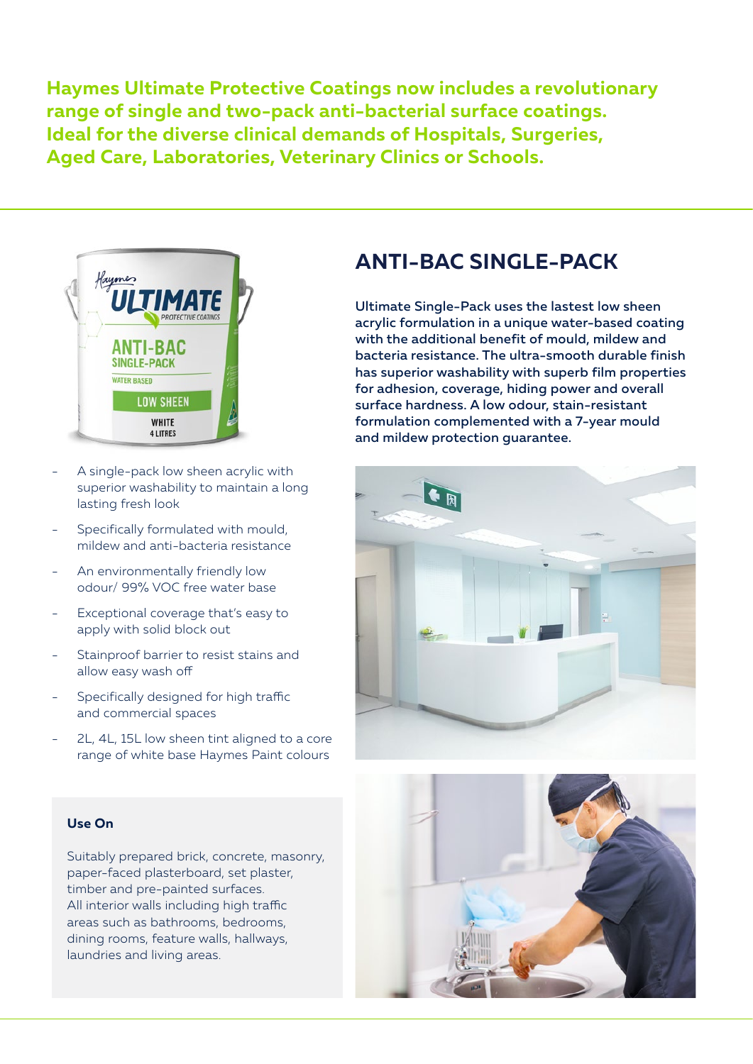**Haymes Ultimate Protective Coatings now includes a revolutionary range of single and two-pack anti-bacterial surface coatings. Ideal for the diverse clinical demands of Hospitals, Surgeries, Aged Care, Laboratories, Veterinary Clinics or Schools.**

## ANTI-BAC SINGLE-PACK

Ultimate Single-Pack uses the lastest low sheen acrylic formulation in a unique water-based coating with the additional benefit of mould, mildew and bacteria resistance. The ultra-smooth durable finish has superior washability with superb film properties for adhesion, coverage, hiding power and overall surface hardness. A low odour, stain-resistant formulation complemented with a 7-year mould and mildew protection guarantee.

- A single-pack low sheen acrylic with superior washability to maintain a long lasting fresh look
- Specifically formulated with mould, mildew and anti-bacteria resistance
- An environmentally friendly low odour/ 99% VOC free water base
- Exceptional coverage that's easy to apply with solid block out
- Stainproof barrier to resist stains and allow easy wash off
- Specifically designed for high traffic and commercial spaces
- 2L, 4L, 15L low sheen tint aligned to a core range of white base Haymes Paint colours

### Use On

Suitably prepared brick, concrete, masonry, paper-faced plasterboard, set plaster, timber and pre-painted surfaces.
All interior walls including high traffic areas such as bathrooms, bedrooms, dining rooms, feature walls, hallways, laundries and living areas.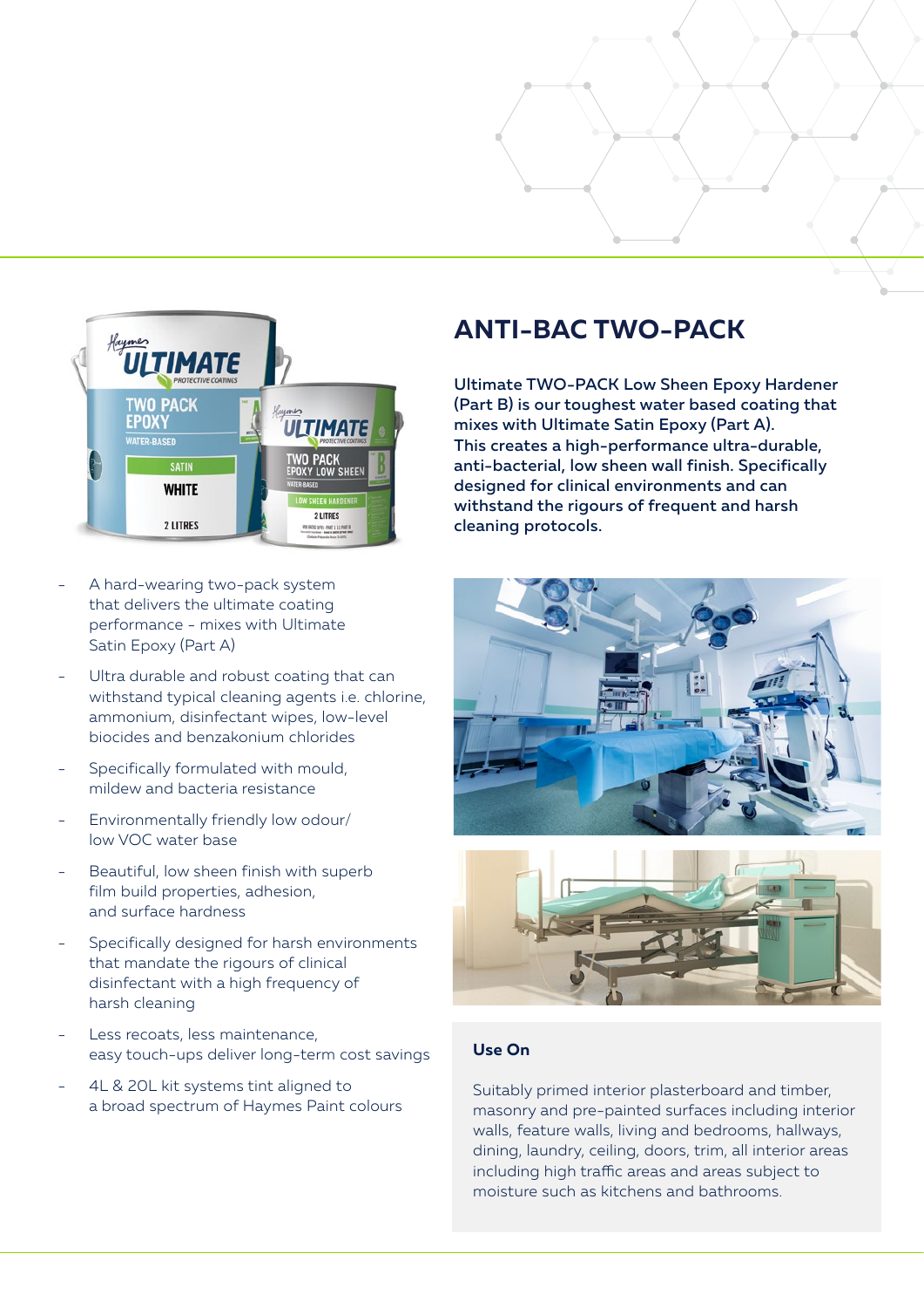# ANTI-BAC TWO-PACK

Ultimate TWO-PACK Low Sheen Epoxy Hardener (Part B) is our toughest water based coating that mixes with Ultimate Satin Epoxy (Part A). This creates a high-performance ultra-durable, anti-bacterial, low sheen wall finish. Specifically designed for clinical environments and can withstand the rigours of frequent and harsh cleaning protocols.

- A hard-wearing two-pack system that delivers the ultimate coating performance - mixes with Ultimate Satin Epoxy (Part A)
- Ultra durable and robust coating that can withstand typical cleaning agents i.e. chlorine, ammonium, disinfectant wipes, low-level biocides and benzakonium chlorides
- Specifically formulated with mould, mildew and bacteria resistance
- Environmentally friendly low odour/ low VOC water base
- Beautiful, low sheen finish with superb film build properties, adhesion, and surface hardness
- Specifically designed for harsh environments that mandate the rigours of clinical disinfectant with a high frequency of harsh cleaning
- Less recoats, less maintenance, easy touch-ups deliver long-term cost savings
- 4L & 20L kit systems tint aligned to a broad spectrum of Haymes Paint colours

### Use On

Suitably primed interior plasterboard and timber, masonry and pre-painted surfaces including interior walls, feature walls, living and bedrooms, hallways, dining, laundry, ceiling, doors, trim, all interior areas including high traffic areas and areas subject to moisture such as kitchens and bathrooms.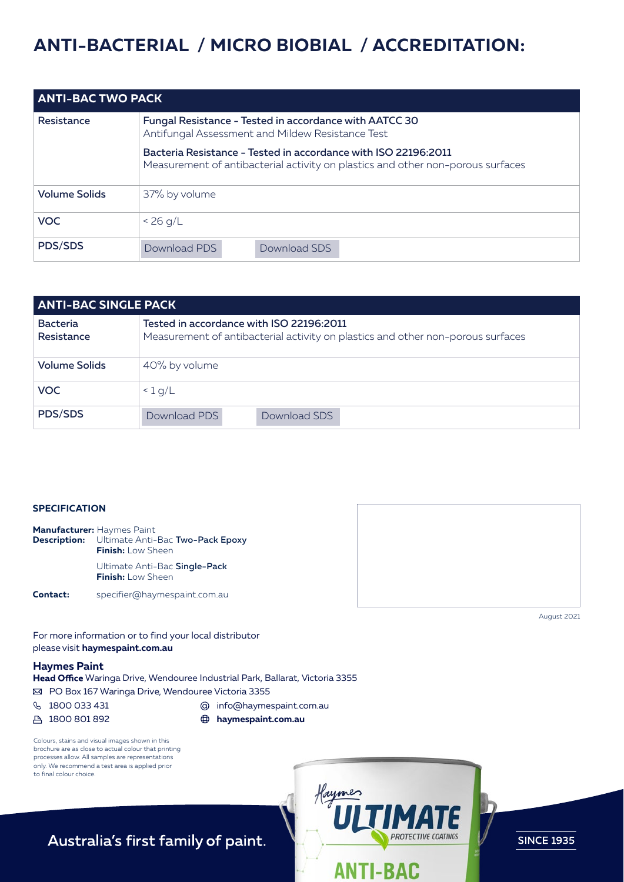# ANTI-BACTERIAL / MICRO BIOBIAL / ACCREDITATION:

| ANTI-BAC TWO PACK | |
|---|---|
| Resistance | **Fungal Resistance - Tested in accordance with AATCC 30** Antifungal Assessment and Mildew Resistance Test<br><br>**Bacteria Resistance - Tested in accordance with ISO 22196:2011** Measurement of antibacterial activity on plastics and other non-porous surfaces |
| Volume Solids | 37% by volume |
| VOC | < 26 g/L |
| PDS/SDS | Download PDS   Download SDS |

| ANTI-BAC SINGLE PACK | |
|---|---|
| Bacteria Resistance | **Tested in accordance with ISO 22196:2011** Measurement of antibacterial activity on plastics and other non-porous surfaces |
| Volume Solids | 40% by volume |
| VOC | < 1 g/L |
| PDS/SDS | Download PDS   Download SDS |

### SPECIFICATION

**Manufacturer:** Haymes Paint
**Description:** Ultimate Anti-Bac **Two-Pack Epoxy**
**Finish:** Low Sheen

Ultimate Anti-Bac **Single-Pack**
**Finish:** Low Sheen

**Contact:** specifier@haymespaint.com.au

August 2021

For more information or to find your local distributor please visit **haymespaint.com.au**

## Haymes Paint

**Head Office** Waringa Drive, Wendouree Industrial Park, Ballarat, Victoria 3355

PO Box 167 Waringa Drive, Wendouree Victoria 3355

1800 033 431

1800 801 892

info@haymespaint.com.au

**haymespaint.com.au**

Colours, stains and visual images shown in this brochure are as close to actual colour that printing processes allow. All samples are representations only. We recommend a test area is applied prior to final colour choice.

Australia's first family of paint.

SINCE 1935